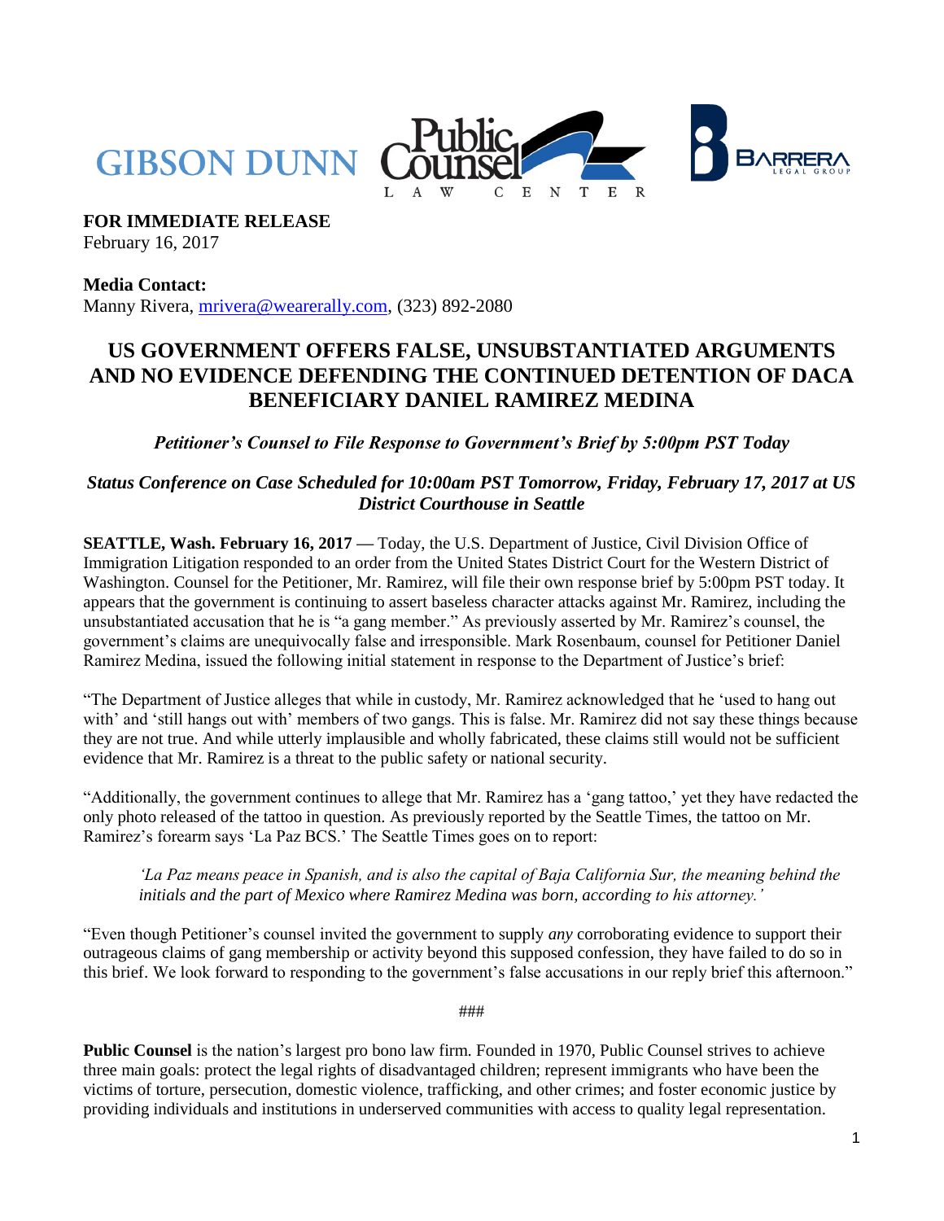GIBSON DUNN Public Counsel LAW CENTER BARRERA LEGAL GROUP

**FOR IMMEDIATE RELEASE**
February 16, 2017

**Media Contact:**
Manny Rivera, mrivera@wearerally.com, (323) 892-2080

# US GOVERNMENT OFFERS FALSE, UNSUBSTANTIATED ARGUMENTS AND NO EVIDENCE DEFENDING THE CONTINUED DETENTION OF DACA BENEFICIARY DANIEL RAMIREZ MEDINA

***Petitioner's Counsel to File Response to Government's Brief by 5:00pm PST Today***

***Status Conference on Case Scheduled for 10:00am PST Tomorrow, Friday, February 17, 2017 at US District Courthouse in Seattle***

**SEATTLE, Wash. February 16, 2017 —** Today, the U.S. Department of Justice, Civil Division Office of Immigration Litigation responded to an order from the United States District Court for the Western District of Washington. Counsel for the Petitioner, Mr. Ramirez, will file their own response brief by 5:00pm PST today. It appears that the government is continuing to assert baseless character attacks against Mr. Ramirez, including the unsubstantiated accusation that he is "a gang member." As previously asserted by Mr. Ramirez's counsel, the government's claims are unequivocally false and irresponsible. Mark Rosenbaum, counsel for Petitioner Daniel Ramirez Medina, issued the following initial statement in response to the Department of Justice's brief:

"The Department of Justice alleges that while in custody, Mr. Ramirez acknowledged that he 'used to hang out with' and 'still hangs out with' members of two gangs. This is false. Mr. Ramirez did not say these things because they are not true. And while utterly implausible and wholly fabricated, these claims still would not be sufficient evidence that Mr. Ramirez is a threat to the public safety or national security.

"Additionally, the government continues to allege that Mr. Ramirez has a 'gang tattoo,' yet they have redacted the only photo released of the tattoo in question. As previously reported by the Seattle Times, the tattoo on Mr. Ramirez's forearm says 'La Paz BCS.' The Seattle Times goes on to report:

> *'La Paz means peace in Spanish, and is also the capital of Baja California Sur, the meaning behind the initials and the part of Mexico where Ramirez Medina was born, according to his attorney.'*

"Even though Petitioner's counsel invited the government to supply *any* corroborating evidence to support their outrageous claims of gang membership or activity beyond this supposed confession, they have failed to do so in this brief. We look forward to responding to the government's false accusations in our reply brief this afternoon."

###

**Public Counsel** is the nation's largest pro bono law firm. Founded in 1970, Public Counsel strives to achieve three main goals: protect the legal rights of disadvantaged children; represent immigrants who have been the victims of torture, persecution, domestic violence, trafficking, and other crimes; and foster economic justice by providing individuals and institutions in underserved communities with access to quality legal representation.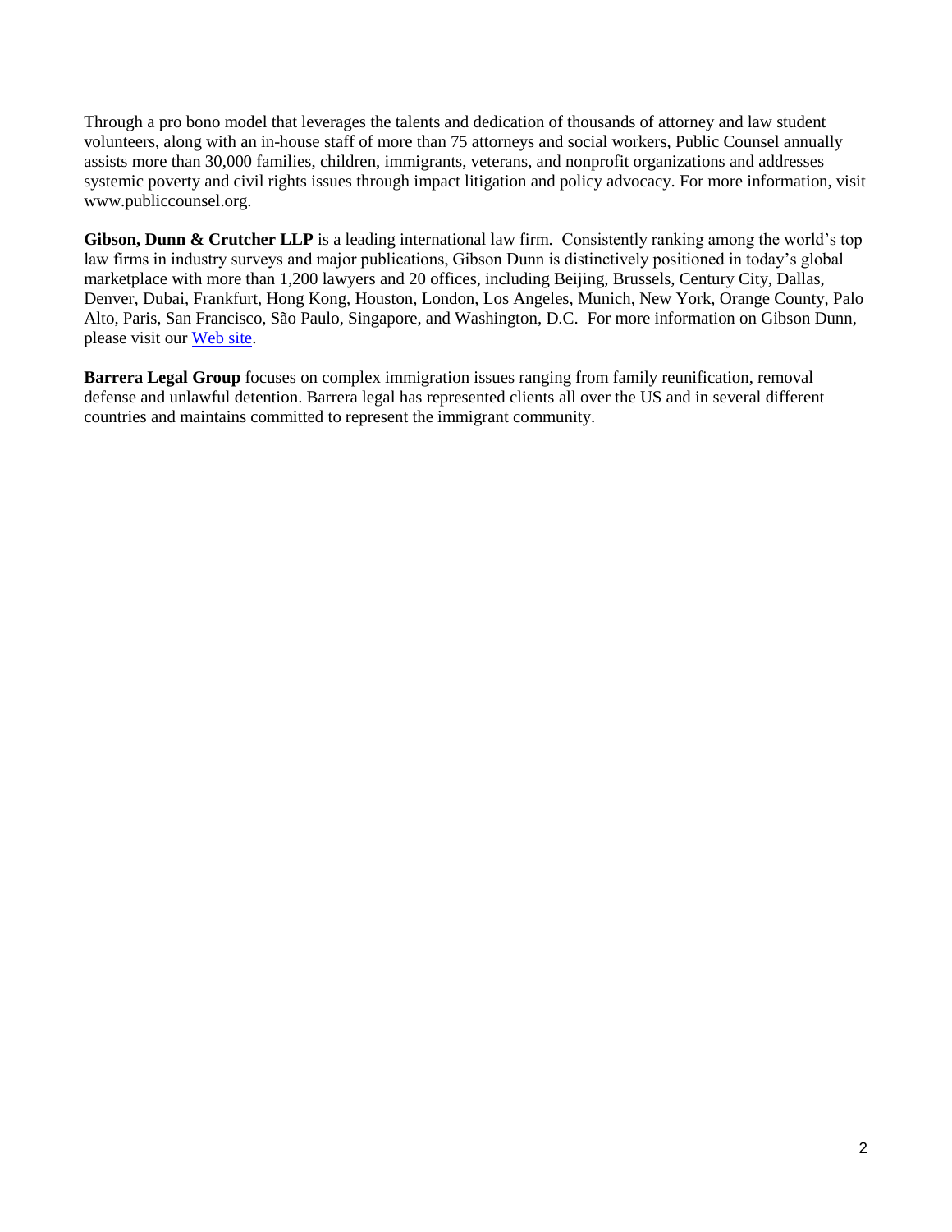Through a pro bono model that leverages the talents and dedication of thousands of attorney and law student volunteers, along with an in-house staff of more than 75 attorneys and social workers, Public Counsel annually assists more than 30,000 families, children, immigrants, veterans, and nonprofit organizations and addresses systemic poverty and civil rights issues through impact litigation and policy advocacy. For more information, visit www.publiccounsel.org.

**Gibson, Dunn & Crutcher LLP** is a leading international law firm. Consistently ranking among the world's top law firms in industry surveys and major publications, Gibson Dunn is distinctively positioned in today's global marketplace with more than 1,200 lawyers and 20 offices, including Beijing, Brussels, Century City, Dallas, Denver, Dubai, Frankfurt, Hong Kong, Houston, London, Los Angeles, Munich, New York, Orange County, Palo Alto, Paris, San Francisco, São Paulo, Singapore, and Washington, D.C. For more information on Gibson Dunn, please visit our Web site.

**Barrera Legal Group** focuses on complex immigration issues ranging from family reunification, removal defense and unlawful detention. Barrera legal has represented clients all over the US and in several different countries and maintains committed to represent the immigrant community.